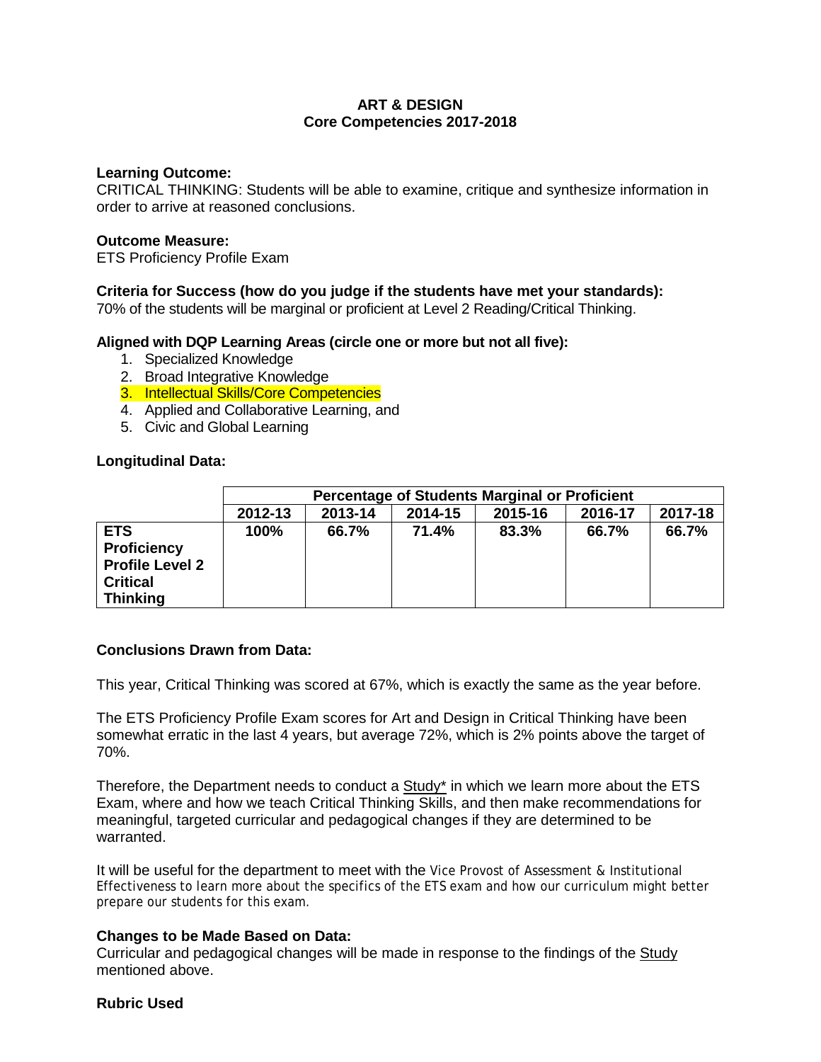# ART & DESIGN
## Core Competencies 2017-2018

**Learning Outcome:**
CRITICAL THINKING: Students will be able to examine, critique and synthesize information in order to arrive at reasoned conclusions.

**Outcome Measure:**
ETS Proficiency Profile Exam

**Criteria for Success (how do you judge if the students have met your standards):**
70% of the students will be marginal or proficient at Level 2 Reading/Critical Thinking.

**Aligned with DQP Learning Areas (circle one or more but not all five):**

1. Specialized Knowledge
2. Broad Integrative Knowledge
3. Intellectual Skills/Core Competencies
4. Applied and Collaborative Learning, and
5. Civic and Global Learning

**Longitudinal Data:**

| | **Percentage of Students Marginal or Proficient** | | | | | |
|---|---|---|---|---|---|---|
| | **2012-13** | **2013-14** | **2014-15** | **2015-16** | **2016-17** | **2017-18** |
| **ETS Proficiency Profile Level 2 Critical Thinking** | **100%** | **66.7%** | **71.4%** | **83.3%** | **66.7%** | **66.7%** |

**Conclusions Drawn from Data:**

This year, Critical Thinking was scored at 67%, which is exactly the same as the year before.

The ETS Proficiency Profile Exam scores for Art and Design in Critical Thinking have been somewhat erratic in the last 4 years, but average 72%, which is 2% points above the target of 70%.

Therefore, the Department needs to conduct a Study* in which we learn more about the ETS Exam, where and how we teach Critical Thinking Skills, and then make recommendations for meaningful, targeted curricular and pedagogical changes if they are determined to be warranted.

It will be useful for the department to meet with the Vice Provost of Assessment & Institutional Effectiveness to learn more about the specifics of the ETS exam and how our curriculum might better prepare our students for this exam.

**Changes to be Made Based on Data:**
Curricular and pedagogical changes will be made in response to the findings of the Study mentioned above.

**Rubric Used**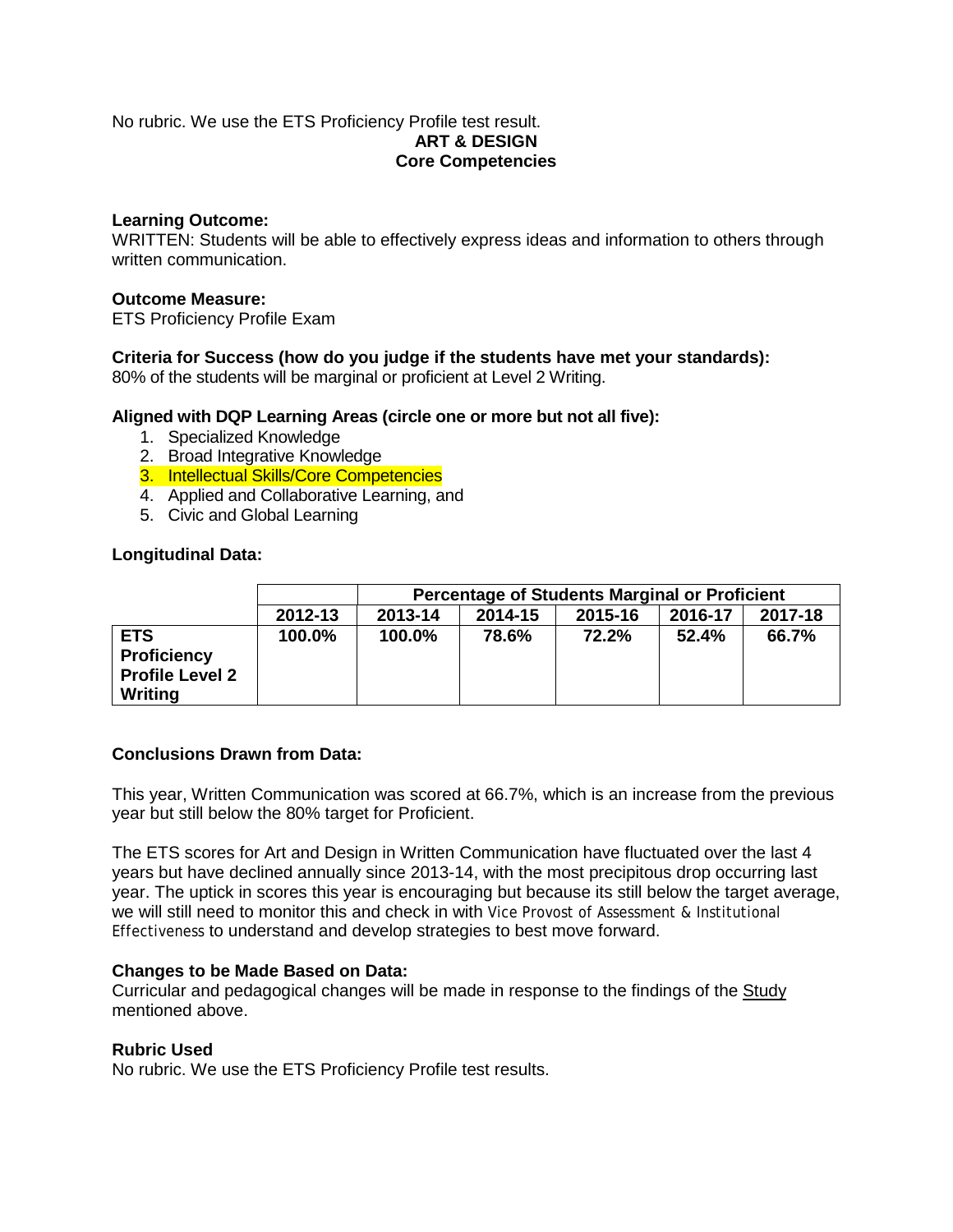No rubric. We use the ETS Proficiency Profile test result.

**ART & DESIGN**
**Core Competencies**

**Learning Outcome:**
WRITTEN: Students will be able to effectively express ideas and information to others through written communication.

**Outcome Measure:**
ETS Proficiency Profile Exam

**Criteria for Success (how do you judge if the students have met your standards):**
80% of the students will be marginal or proficient at Level 2 Writing.

**Aligned with DQP Learning Areas (circle one or more but not all five):**

1. Specialized Knowledge
2. Broad Integrative Knowledge
3. Intellectual Skills/Core Competencies
4. Applied and Collaborative Learning, and
5. Civic and Global Learning

**Longitudinal Data:**

| | | **Percentage of Students Marginal or Proficient** | | | | |
|---|---|---|---|---|---|---|
| | **2012-13** | **2013-14** | **2014-15** | **2015-16** | **2016-17** | **2017-18** |
| **ETS Proficiency Profile Level 2 Writing** | **100.0%** | **100.0%** | **78.6%** | **72.2%** | **52.4%** | **66.7%** |

**Conclusions Drawn from Data:**

This year, Written Communication was scored at 66.7%, which is an increase from the previous year but still below the 80% target for Proficient.

The ETS scores for Art and Design in Written Communication have fluctuated over the last 4 years but have declined annually since 2013-14, with the most precipitous drop occurring last year. The uptick in scores this year is encouraging but because its still below the target average, we will still need to monitor this and check in with Vice Provost of Assessment & Institutional Effectiveness to understand and develop strategies to best move forward.

**Changes to be Made Based on Data:**
Curricular and pedagogical changes will be made in response to the findings of the Study mentioned above.

**Rubric Used**
No rubric. We use the ETS Proficiency Profile test results.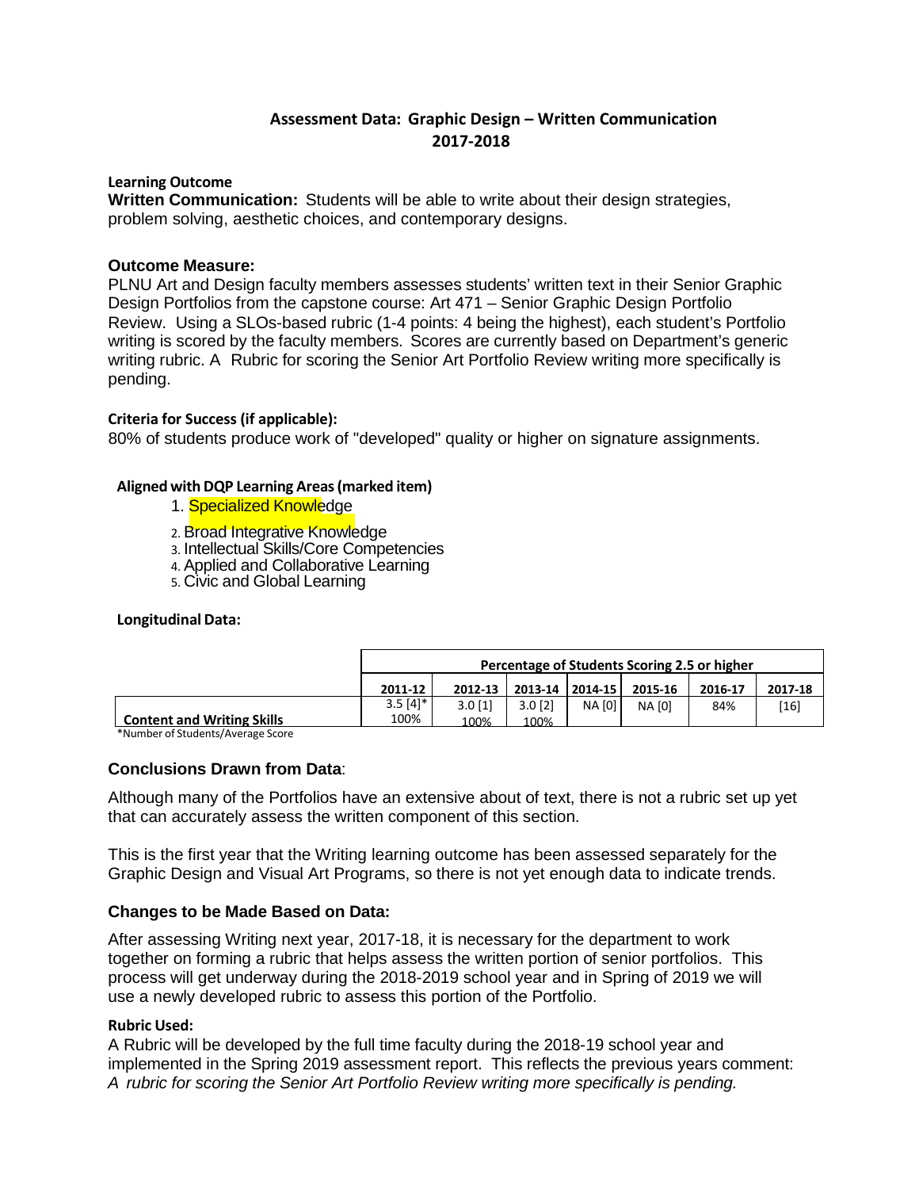## Assessment Data: Graphic Design – Written Communication 2017-2018

**Learning Outcome**

**Written Communication:** Students will be able to write about their design strategies, problem solving, aesthetic choices, and contemporary designs.

### Outcome Measure:

PLNU Art and Design faculty members assesses students' written text in their Senior Graphic Design Portfolios from the capstone course: Art 471 – Senior Graphic Design Portfolio Review. Using a SLOs-based rubric (1-4 points: 4 being the highest), each student's Portfolio writing is scored by the faculty members. Scores are currently based on Department's generic writing rubric. A Rubric for scoring the Senior Art Portfolio Review writing more specifically is pending.

**Criteria for Success (if applicable):**

80% of students produce work of "developed" quality or higher on signature assignments.

**Aligned with DQP Learning Areas (marked item)**

1. Specialized Knowledge
2. Broad Integrative Knowledge
3. Intellectual Skills/Core Competencies
4. Applied and Collaborative Learning
5. Civic and Global Learning

**Longitudinal Data:**

| | Percentage of Students Scoring 2.5 or higher | | | | | | |
|---|---|---|---|---|---|---|---|
| | 2011-12 | 2012-13 | 2013-14 | 2014-15 | 2015-16 | 2016-17 | 2017-18 |
| **Content and Writing Skills** | 3.5 [4]* 100% | 3.0 [1] 100% | 3.0 [2] 100% | NA [0] | NA [0] | 84% | [16] |

*Number of Students/Average Score

### Conclusions Drawn from Data:

Although many of the Portfolios have an extensive about of text, there is not a rubric set up yet that can accurately assess the written component of this section.

This is the first year that the Writing learning outcome has been assessed separately for the Graphic Design and Visual Art Programs, so there is not yet enough data to indicate trends.

### Changes to be Made Based on Data:

After assessing Writing next year, 2017-18, it is necessary for the department to work together on forming a rubric that helps assess the written portion of senior portfolios. This process will get underway during the 2018-2019 school year and in Spring of 2019 we will use a newly developed rubric to assess this portion of the Portfolio.

**Rubric Used:**

A Rubric will be developed by the full time faculty during the 2018-19 school year and implemented in the Spring 2019 assessment report. This reflects the previous years comment: *A rubric for scoring the Senior Art Portfolio Review writing more specifically is pending.*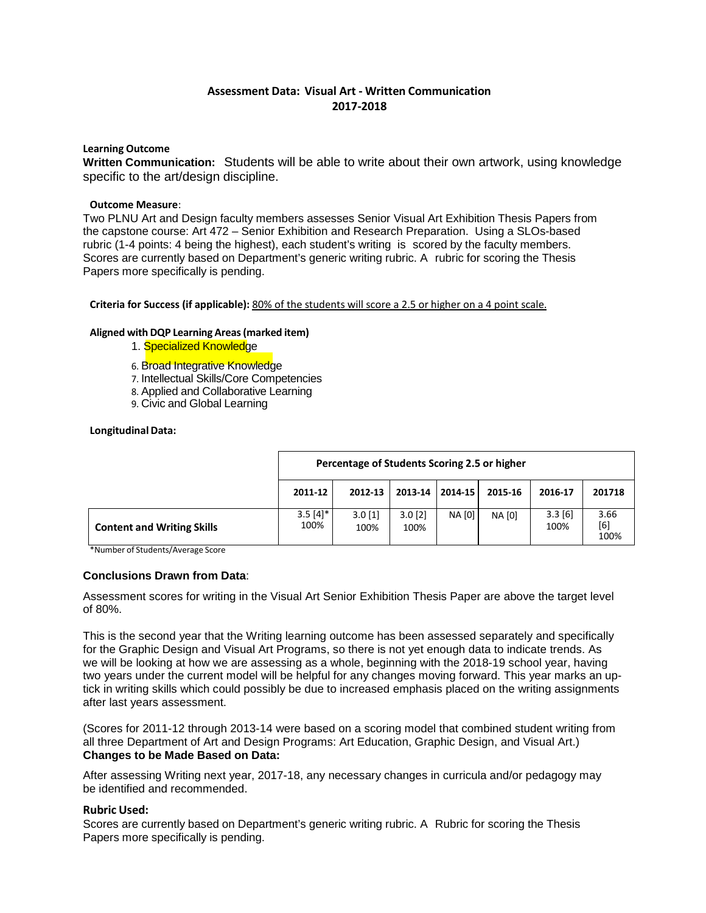## Assessment Data: Visual Art - Written Communication 2017-2018

**Learning Outcome**

**Written Communication:** Students will be able to write about their own artwork, using knowledge specific to the art/design discipline.

**Outcome Measure**:

Two PLNU Art and Design faculty members assesses Senior Visual Art Exhibition Thesis Papers from the capstone course: Art 472 – Senior Exhibition and Research Preparation. Using a SLOs-based rubric (1-4 points: 4 being the highest), each student's writing is scored by the faculty members. Scores are currently based on Department's generic writing rubric. A rubric for scoring the Thesis Papers more specifically is pending.

**Criteria for Success (if applicable):** 80% of the students will score a 2.5 or higher on a 4 point scale.

**Aligned with DQP Learning Areas (marked item)**

1. Specialized Knowledge
6. Broad Integrative Knowledge
7. Intellectual Skills/Core Competencies
8. Applied and Collaborative Learning
9. Civic and Global Learning

**Longitudinal Data:**

| | Percentage of Students Scoring 2.5 or higher | | | | | | |
|---|---|---|---|---|---|---|---|
| | 2011-12 | 2012-13 | 2013-14 | 2014-15 | 2015-16 | 2016-17 | 201718 |
| **Content and Writing Skills** | 3.5 [4]* 100% | 3.0 [1] 100% | 3.0 [2] 100% | NA [0] | NA [0] | 3.3 [6] 100% | 3.66 [6] 100% |

*Number of Students/Average Score

**Conclusions Drawn from Data**:

Assessment scores for writing in the Visual Art Senior Exhibition Thesis Paper are above the target level of 80%.

This is the second year that the Writing learning outcome has been assessed separately and specifically for the Graphic Design and Visual Art Programs, so there is not yet enough data to indicate trends. As we will be looking at how we are assessing as a whole, beginning with the 2018-19 school year, having two years under the current model will be helpful for any changes moving forward. This year marks an up-tick in writing skills which could possibly be due to increased emphasis placed on the writing assignments after last years assessment.

(Scores for 2011-12 through 2013-14 were based on a scoring model that combined student writing from all three Department of Art and Design Programs: Art Education, Graphic Design, and Visual Art.)

**Changes to be Made Based on Data:**

After assessing Writing next year, 2017-18, any necessary changes in curricula and/or pedagogy may be identified and recommended.

**Rubric Used:**

Scores are currently based on Department's generic writing rubric. A Rubric for scoring the Thesis Papers more specifically is pending.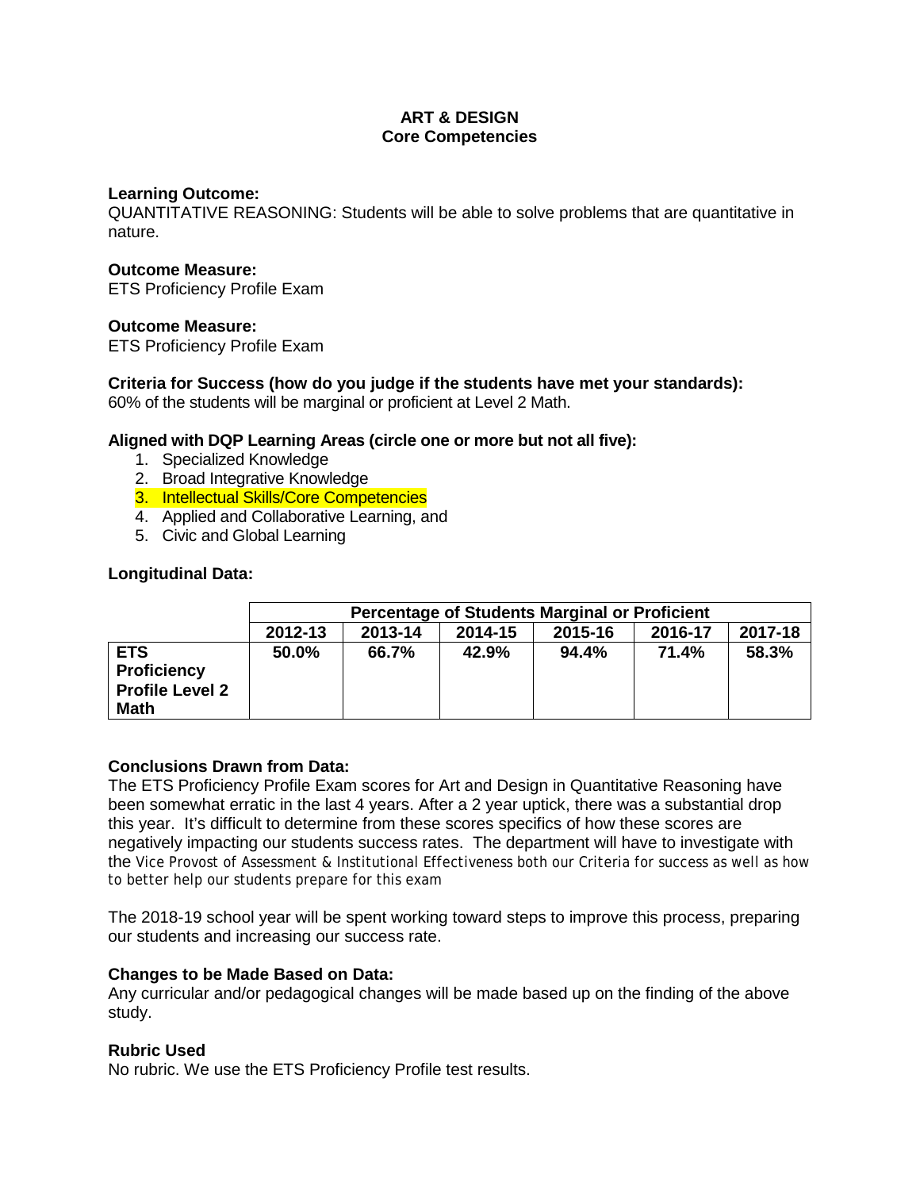**ART & DESIGN**
**Core Competencies**

**Learning Outcome:**
QUANTITATIVE REASONING: Students will be able to solve problems that are quantitative in nature.

**Outcome Measure:**
ETS Proficiency Profile Exam

**Outcome Measure:**
ETS Proficiency Profile Exam

**Criteria for Success (how do you judge if the students have met your standards):**
60% of the students will be marginal or proficient at Level 2 Math.

**Aligned with DQP Learning Areas (circle one or more but not all five):**

1. Specialized Knowledge
2. Broad Integrative Knowledge
3. Intellectual Skills/Core Competencies
4. Applied and Collaborative Learning, and
5. Civic and Global Learning

**Longitudinal Data:**

| | Percentage of Students Marginal or Proficient | | | | | |
|---|---|---|---|---|---|---|
| | **2012-13** | **2013-14** | **2014-15** | **2015-16** | **2016-17** | **2017-18** |
| **ETS Proficiency Profile Level 2 Math** | **50.0%** | **66.7%** | **42.9%** | **94.4%** | **71.4%** | **58.3%** |

**Conclusions Drawn from Data:**
The ETS Proficiency Profile Exam scores for Art and Design in Quantitative Reasoning have been somewhat erratic in the last 4 years. After a 2 year uptick, there was a substantial drop this year. It's difficult to determine from these scores specifics of how these scores are negatively impacting our students success rates. The department will have to investigate with the Vice Provost of Assessment & Institutional Effectiveness both our Criteria for success as well as how to better help our students prepare for this exam

The 2018-19 school year will be spent working toward steps to improve this process, preparing our students and increasing our success rate.

**Changes to be Made Based on Data:**
Any curricular and/or pedagogical changes will be made based up on the finding of the above study.

**Rubric Used**
No rubric. We use the ETS Proficiency Profile test results.